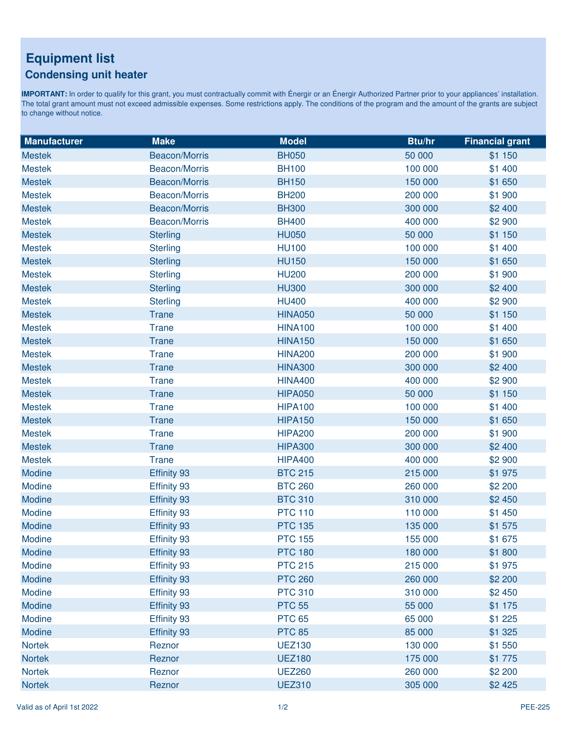# Equipment list

## Condensing unit heater

**IMPORTANT:** In order to qualify for this grant, you must contractually commit with Énergir or an Énergir Authorized Partner prior to your appliances' installation. The total grant amount must not exceed admissible expenses. Some restrictions apply. The conditions of the program and the amount of the grants are subject to change without notice.

| Manufacturer | Make | Model | Btu/hr | Financial grant |
|---|---|---|---|---|
| Mestek | Beacon/Morris | BH050 | 50 000 | $1 150 |
| Mestek | Beacon/Morris | BH100 | 100 000 | $1 400 |
| Mestek | Beacon/Morris | BH150 | 150 000 | $1 650 |
| Mestek | Beacon/Morris | BH200 | 200 000 | $1 900 |
| Mestek | Beacon/Morris | BH300 | 300 000 | $2 400 |
| Mestek | Beacon/Morris | BH400 | 400 000 | $2 900 |
| Mestek | Sterling | HU050 | 50 000 | $1 150 |
| Mestek | Sterling | HU100 | 100 000 | $1 400 |
| Mestek | Sterling | HU150 | 150 000 | $1 650 |
| Mestek | Sterling | HU200 | 200 000 | $1 900 |
| Mestek | Sterling | HU300 | 300 000 | $2 400 |
| Mestek | Sterling | HU400 | 400 000 | $2 900 |
| Mestek | Trane | HINA050 | 50 000 | $1 150 |
| Mestek | Trane | HINA100 | 100 000 | $1 400 |
| Mestek | Trane | HINA150 | 150 000 | $1 650 |
| Mestek | Trane | HINA200 | 200 000 | $1 900 |
| Mestek | Trane | HINA300 | 300 000 | $2 400 |
| Mestek | Trane | HINA400 | 400 000 | $2 900 |
| Mestek | Trane | HIPA050 | 50 000 | $1 150 |
| Mestek | Trane | HIPA100 | 100 000 | $1 400 |
| Mestek | Trane | HIPA150 | 150 000 | $1 650 |
| Mestek | Trane | HIPA200 | 200 000 | $1 900 |
| Mestek | Trane | HIPA300 | 300 000 | $2 400 |
| Mestek | Trane | HIPA400 | 400 000 | $2 900 |
| Modine | Effinity 93 | BTC 215 | 215 000 | $1 975 |
| Modine | Effinity 93 | BTC 260 | 260 000 | $2 200 |
| Modine | Effinity 93 | BTC 310 | 310 000 | $2 450 |
| Modine | Effinity 93 | PTC 110 | 110 000 | $1 450 |
| Modine | Effinity 93 | PTC 135 | 135 000 | $1 575 |
| Modine | Effinity 93 | PTC 155 | 155 000 | $1 675 |
| Modine | Effinity 93 | PTC 180 | 180 000 | $1 800 |
| Modine | Effinity 93 | PTC 215 | 215 000 | $1 975 |
| Modine | Effinity 93 | PTC 260 | 260 000 | $2 200 |
| Modine | Effinity 93 | PTC 310 | 310 000 | $2 450 |
| Modine | Effinity 93 | PTC 55 | 55 000 | $1 175 |
| Modine | Effinity 93 | PTC 65 | 65 000 | $1 225 |
| Modine | Effinity 93 | PTC 85 | 85 000 | $1 325 |
| Nortek | Reznor | UEZ130 | 130 000 | $1 550 |
| Nortek | Reznor | UEZ180 | 175 000 | $1 775 |
| Nortek | Reznor | UEZ260 | 260 000 | $2 200 |
| Nortek | Reznor | UEZ310 | 305 000 | $2 425 |

Valid as of April 1st 2022

PEE-225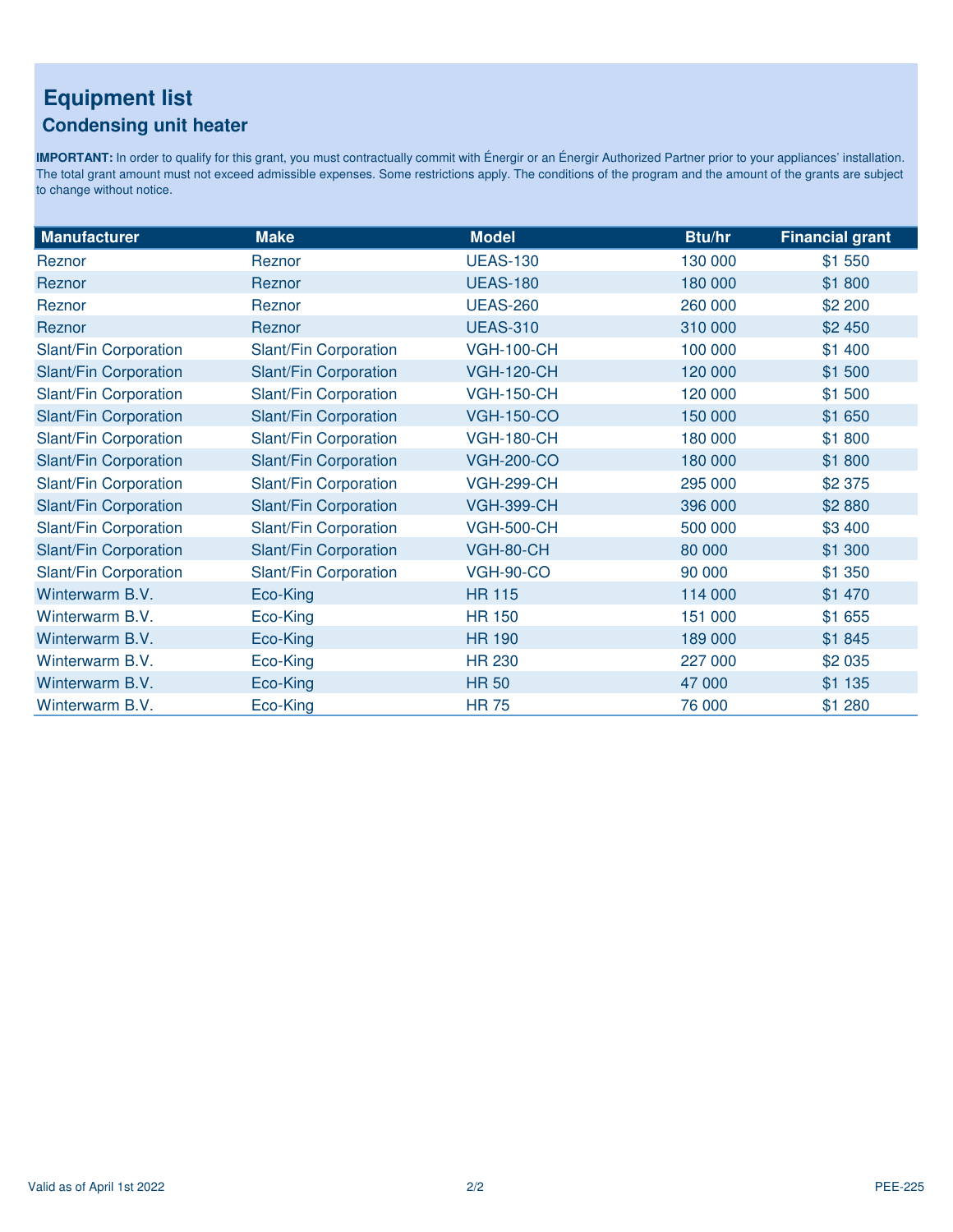# Equipment list

## Condensing unit heater

**IMPORTANT:** In order to qualify for this grant, you must contractually commit with Énergir or an Énergir Authorized Partner prior to your appliances' installation. The total grant amount must not exceed admissible expenses. Some restrictions apply. The conditions of the program and the amount of the grants are subject to change without notice.

| Manufacturer | Make | Model | Btu/hr | Financial grant |
|---|---|---|---|---|
| Reznor | Reznor | UEAS-130 | 130 000 | $1 550 |
| Reznor | Reznor | UEAS-180 | 180 000 | $1 800 |
| Reznor | Reznor | UEAS-260 | 260 000 | $2 200 |
| Reznor | Reznor | UEAS-310 | 310 000 | $2 450 |
| Slant/Fin Corporation | Slant/Fin Corporation | VGH-100-CH | 100 000 | $1 400 |
| Slant/Fin Corporation | Slant/Fin Corporation | VGH-120-CH | 120 000 | $1 500 |
| Slant/Fin Corporation | Slant/Fin Corporation | VGH-150-CH | 120 000 | $1 500 |
| Slant/Fin Corporation | Slant/Fin Corporation | VGH-150-CO | 150 000 | $1 650 |
| Slant/Fin Corporation | Slant/Fin Corporation | VGH-180-CH | 180 000 | $1 800 |
| Slant/Fin Corporation | Slant/Fin Corporation | VGH-200-CO | 180 000 | $1 800 |
| Slant/Fin Corporation | Slant/Fin Corporation | VGH-299-CH | 295 000 | $2 375 |
| Slant/Fin Corporation | Slant/Fin Corporation | VGH-399-CH | 396 000 | $2 880 |
| Slant/Fin Corporation | Slant/Fin Corporation | VGH-500-CH | 500 000 | $3 400 |
| Slant/Fin Corporation | Slant/Fin Corporation | VGH-80-CH | 80 000 | $1 300 |
| Slant/Fin Corporation | Slant/Fin Corporation | VGH-90-CO | 90 000 | $1 350 |
| Winterwarm B.V. | Eco-King | HR 115 | 114 000 | $1 470 |
| Winterwarm B.V. | Eco-King | HR 150 | 151 000 | $1 655 |
| Winterwarm B.V. | Eco-King | HR 190 | 189 000 | $1 845 |
| Winterwarm B.V. | Eco-King | HR 230 | 227 000 | $2 035 |
| Winterwarm B.V. | Eco-King | HR 50 | 47 000 | $1 135 |
| Winterwarm B.V. | Eco-King | HR 75 | 76 000 | $1 280 |

Valid as of April 1st 2022

PEE-225